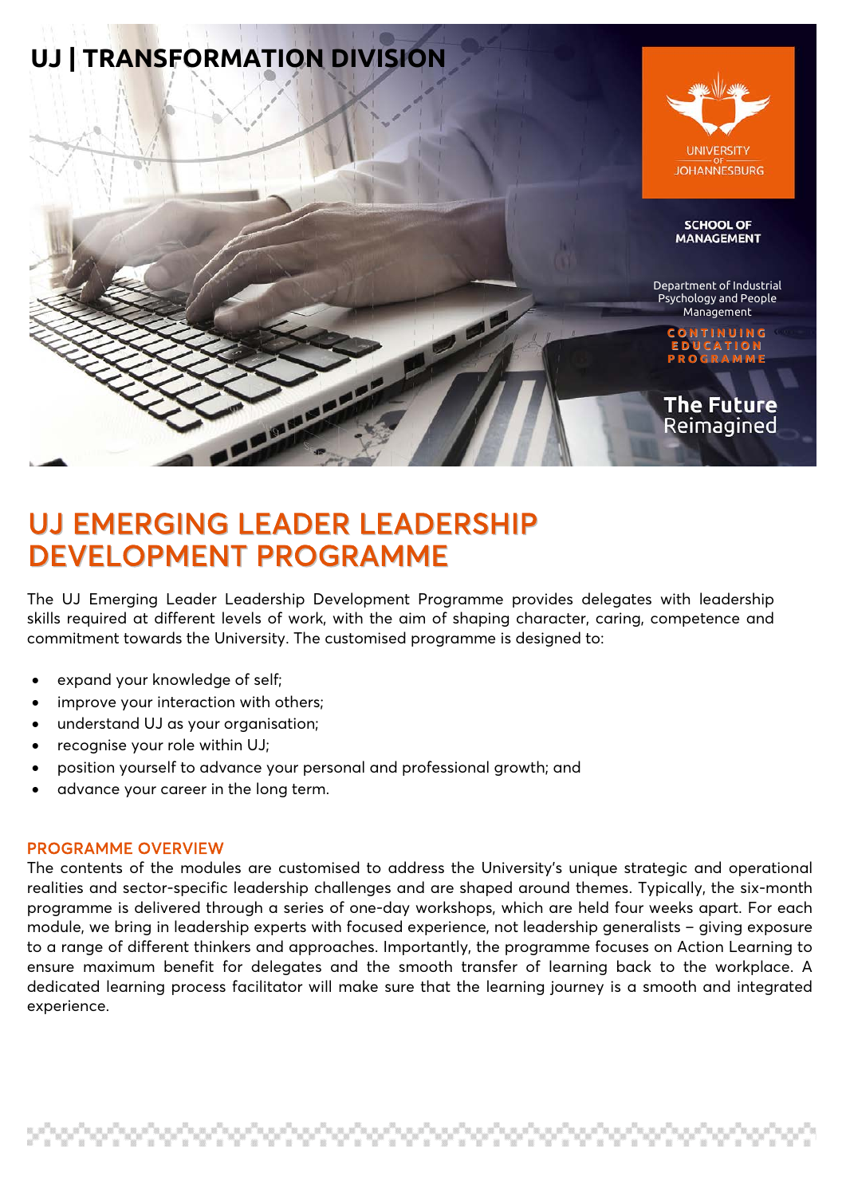UJ | TRANSFORMATION DIVISION

UNIVERSITY OF JOHANNESBURG

SCHOOL OF MANAGEMENT

Department of Industrial Psychology and People Management

CONTINUING EDUCATION PROGRAMME

The Future Reimagined

# UJ EMERGING LEADER LEADERSHIP DEVELOPMENT PROGRAMME

The UJ Emerging Leader Leadership Development Programme provides delegates with leadership skills required at different levels of work, with the aim of shaping character, caring, competence and commitment towards the University. The customised programme is designed to:

- expand your knowledge of self;
- improve your interaction with others;
- understand UJ as your organisation;
- recognise your role within UJ;
- position yourself to advance your personal and professional growth; and
- advance your career in the long term.

## PROGRAMME OVERVIEW

The contents of the modules are customised to address the University's unique strategic and operational realities and sector-specific leadership challenges and are shaped around themes. Typically, the six-month programme is delivered through a series of one-day workshops, which are held four weeks apart. For each module, we bring in leadership experts with focused experience, not leadership generalists – giving exposure to a range of different thinkers and approaches. Importantly, the programme focuses on Action Learning to ensure maximum benefit for delegates and the smooth transfer of learning back to the workplace. A dedicated learning process facilitator will make sure that the learning journey is a smooth and integrated experience.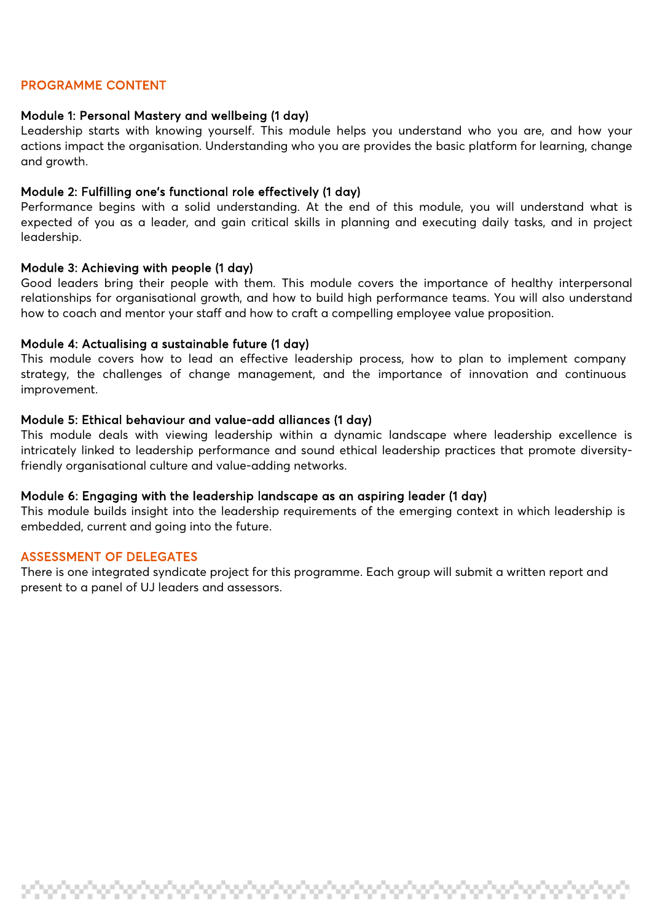## PROGRAMME CONTENT

### Module 1: Personal Mastery and wellbeing (1 day)

Leadership starts with knowing yourself. This module helps you understand who you are, and how your actions impact the organisation. Understanding who you are provides the basic platform for learning, change and growth.

### Module 2: Fulfilling one's functional role effectively (1 day)

Performance begins with a solid understanding. At the end of this module, you will understand what is expected of you as a leader, and gain critical skills in planning and executing daily tasks, and in project leadership.

### Module 3: Achieving with people (1 day)

Good leaders bring their people with them. This module covers the importance of healthy interpersonal relationships for organisational growth, and how to build high performance teams. You will also understand how to coach and mentor your staff and how to craft a compelling employee value proposition.

### Module 4: Actualising a sustainable future (1 day)

This module covers how to lead an effective leadership process, how to plan to implement company strategy, the challenges of change management, and the importance of innovation and continuous improvement.

### Module 5: Ethical behaviour and value-add alliances (1 day)

This module deals with viewing leadership within a dynamic landscape where leadership excellence is intricately linked to leadership performance and sound ethical leadership practices that promote diversity-friendly organisational culture and value-adding networks.

### Module 6: Engaging with the leadership landscape as an aspiring leader (1 day)

This module builds insight into the leadership requirements of the emerging context in which leadership is embedded, current and going into the future.

## ASSESSMENT OF DELEGATES

There is one integrated syndicate project for this programme. Each group will submit a written report and present to a panel of UJ leaders and assessors.